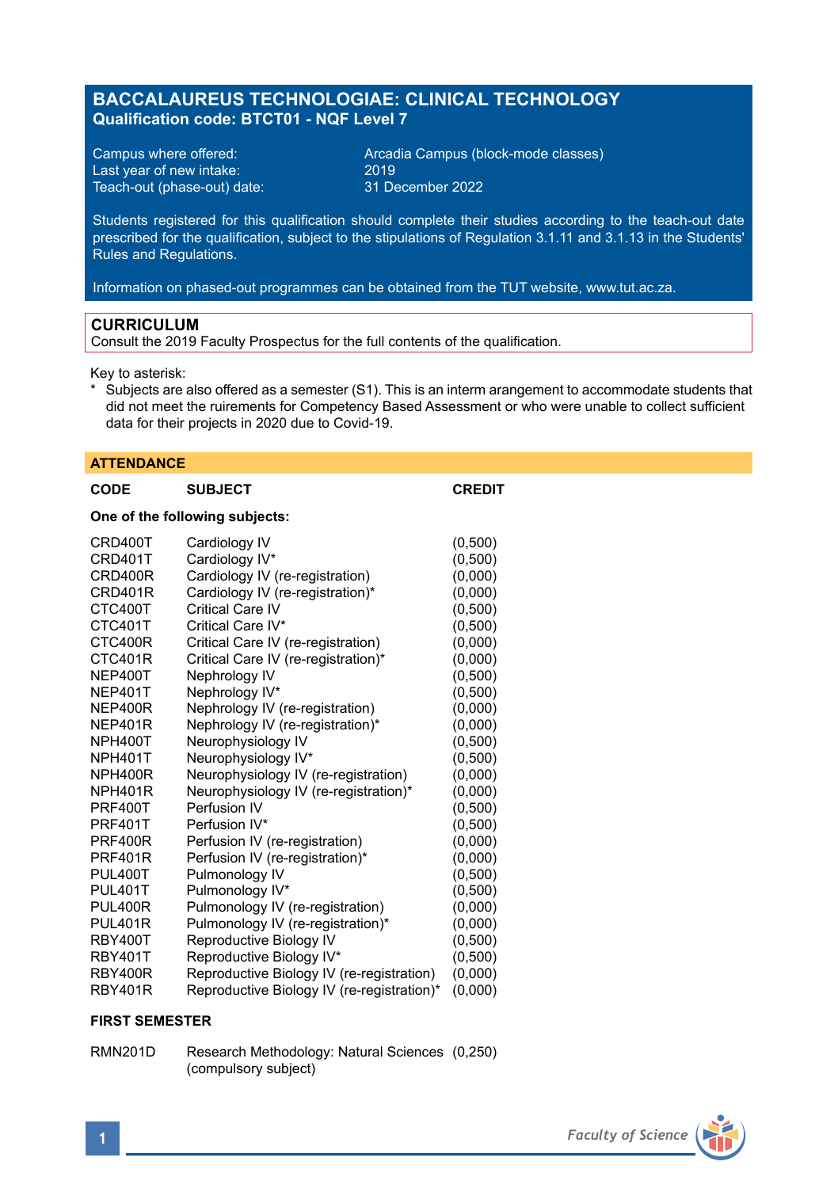# BACCALAUREUS TECHNOLOGIAE: CLINICAL TECHNOLOGY
**Qualification code: BTCT01 - NQF Level 7**

Campus where offered: Arcadia Campus (block-mode classes)
Last year of new intake: 2019
Teach-out (phase-out) date: 31 December 2022

Students registered for this qualification should complete their studies according to the teach-out date prescribed for the qualification, subject to the stipulations of Regulation 3.1.11 and 3.1.13 in the Students' Rules and Regulations.

Information on phased-out programmes can be obtained from the TUT website, www.tut.ac.za.

## CURRICULUM
Consult the 2019 Faculty Prospectus for the full contents of the qualification.

Key to asterisk:
\* Subjects are also offered as a semester (S1). This is an interm arangement to accommodate students that did not meet the ruirements for Competency Based Assessment or who were unable to collect sufficient data for their projects in 2020 due to Covid-19.

## ATTENDANCE

**One of the following subjects:**

| CODE | SUBJECT | CREDIT |
|---|---|---|
| CRD400T | Cardiology IV | (0,500) |
| CRD401T | Cardiology IV* | (0,500) |
| CRD400R | Cardiology IV (re-registration) | (0,000) |
| CRD401R | Cardiology IV (re-registration)* | (0,000) |
| CTC400T | Critical Care IV | (0,500) |
| CTC401T | Critical Care IV* | (0,500) |
| CTC400R | Critical Care IV (re-registration) | (0,000) |
| CTC401R | Critical Care IV (re-registration)* | (0,000) |
| NEP400T | Nephrology IV | (0,500) |
| NEP401T | Nephrology IV* | (0,500) |
| NEP400R | Nephrology IV (re-registration) | (0,000) |
| NEP401R | Nephrology IV (re-registration)* | (0,000) |
| NPH400T | Neurophysiology IV | (0,500) |
| NPH401T | Neurophysiology IV* | (0,500) |
| NPH400R | Neurophysiology IV (re-registration) | (0,000) |
| NPH401R | Neurophysiology IV (re-registration)* | (0,000) |
| PRF400T | Perfusion IV | (0,500) |
| PRF401T | Perfusion IV* | (0,500) |
| PRF400R | Perfusion IV (re-registration) | (0,000) |
| PRF401R | Perfusion IV (re-registration)* | (0,000) |
| PUL400T | Pulmonology IV | (0,500) |
| PUL401T | Pulmonology IV* | (0,500) |
| PUL400R | Pulmonology IV (re-registration) | (0,000) |
| PUL401R | Pulmonology IV (re-registration)* | (0,000) |
| RBY400T | Reproductive Biology IV | (0,500) |
| RBY401T | Reproductive Biology IV* | (0,500) |
| RBY400R | Reproductive Biology IV (re-registration) | (0,000) |
| RBY401R | Reproductive Biology IV (re-registration)* | (0,000) |

**FIRST SEMESTER**

| CODE | SUBJECT | CREDIT |
|---|---|---|
| RMN201D | Research Methodology: Natural Sciences (compulsory subject) | (0,250) |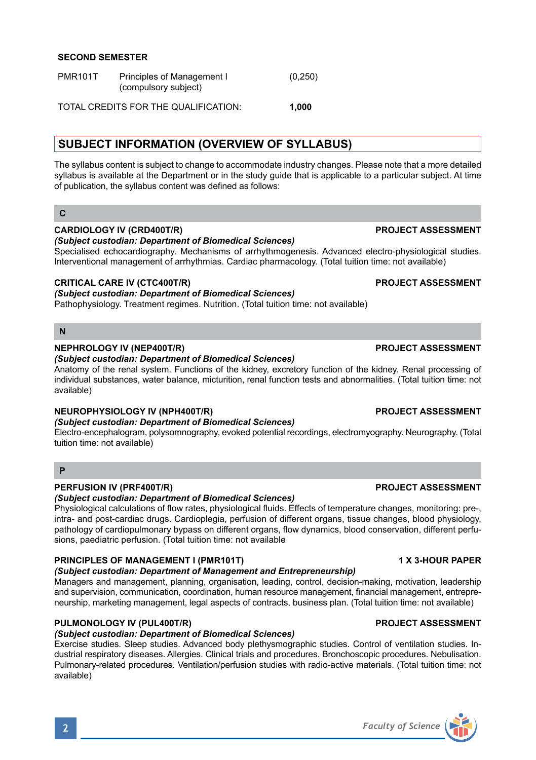**SECOND SEMESTER**

| | | |
|---|---|---|
| PMR101T | Principles of Management I (compulsory subject) | (0,250) |

TOTAL CREDITS FOR THE QUALIFICATION: **1,000**

## SUBJECT INFORMATION (OVERVIEW OF SYLLABUS)

The syllabus content is subject to change to accommodate industry changes. Please note that a more detailed syllabus is available at the Department or in the study guide that is applicable to a particular subject. At time of publication, the syllabus content was defined as follows:

### C

**CARDIOLOGY IV (CRD400T/R)** **PROJECT ASSESSMENT**
***(Subject custodian: Department of Biomedical Sciences)***
Specialised echocardiography. Mechanisms of arrhythmogenesis. Advanced electro-physiological studies. Interventional management of arrhythmias. Cardiac pharmacology. (Total tuition time: not available)

**CRITICAL CARE IV (CTC400T/R)** **PROJECT ASSESSMENT**
***(Subject custodian: Department of Biomedical Sciences)***
Pathophysiology. Treatment regimes. Nutrition. (Total tuition time: not available)

### N

**NEPHROLOGY IV (NEP400T/R)** **PROJECT ASSESSMENT**
***(Subject custodian: Department of Biomedical Sciences)***
Anatomy of the renal system. Functions of the kidney, excretory function of the kidney. Renal processing of individual substances, water balance, micturition, renal function tests and abnormalities. (Total tuition time: not available)

**NEUROPHYSIOLOGY IV (NPH400T/R)** **PROJECT ASSESSMENT**
***(Subject custodian: Department of Biomedical Sciences)***
Electro-encephalogram, polysomnography, evoked potential recordings, electromyography. Neurography. (Total tuition time: not available)

### P

**PERFUSION IV (PRF400T/R)** **PROJECT ASSESSMENT**
***(Subject custodian: Department of Biomedical Sciences)***
Physiological calculations of flow rates, physiological fluids. Effects of temperature changes, monitoring: pre-, intra- and post-cardiac drugs. Cardioplegia, perfusion of different organs, tissue changes, blood physiology, pathology of cardiopulmonary bypass on different organs, flow dynamics, blood conservation, different perfusions, paediatric perfusion. (Total tuition time: not available

**PRINCIPLES OF MANAGEMENT I (PMR101T)** **1 X 3-HOUR PAPER**
***(Subject custodian: Department of Management and Entrepreneurship)***
Managers and management, planning, organisation, leading, control, decision-making, motivation, leadership and supervision, communication, coordination, human resource management, financial management, entrepreneurship, marketing management, legal aspects of contracts, business plan. (Total tuition time: not available)

**PULMONOLOGY IV (PUL400T/R)** **PROJECT ASSESSMENT**
***(Subject custodian: Department of Biomedical Sciences)***
Exercise studies. Sleep studies. Advanced body plethysmographic studies. Control of ventilation studies. Industrial respiratory diseases. Allergies. Clinical trials and procedures. Bronchoscopic procedures. Nebulisation. Pulmonary-related procedures. Ventilation/perfusion studies with radio-active materials. (Total tuition time: not available)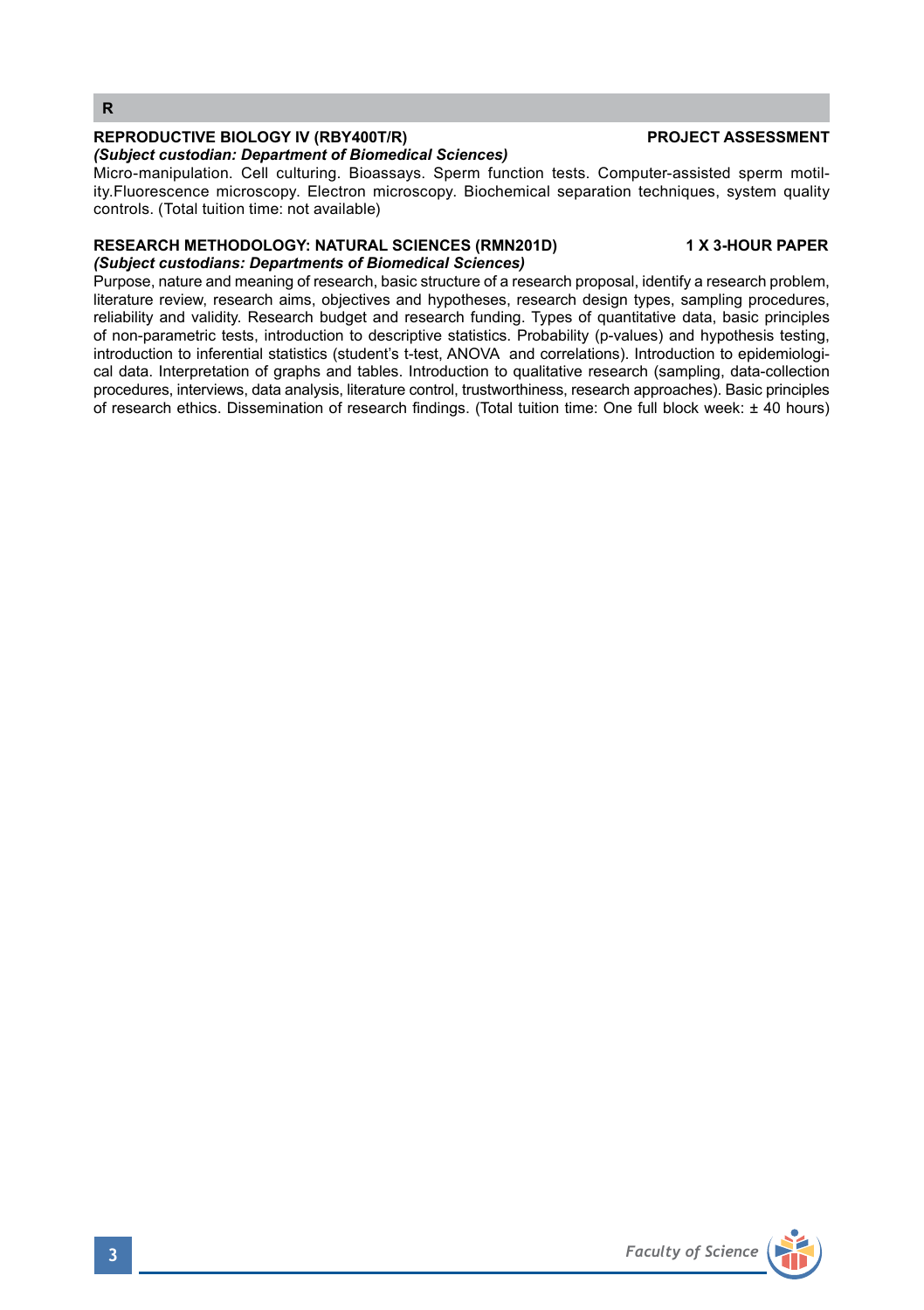## R

**REPRODUCTIVE BIOLOGY IV (RBY400T/R)** **PROJECT ASSESSMENT**

***(Subject custodian: Department of Biomedical Sciences)***

Micro-manipulation. Cell culturing. Bioassays. Sperm function tests. Computer-assisted sperm motility.Fluorescence microscopy. Electron microscopy. Biochemical separation techniques, system quality controls. (Total tuition time: not available)

**RESEARCH METHODOLOGY: NATURAL SCIENCES (RMN201D)** **1 X 3-HOUR PAPER**

***(Subject custodians: Departments of Biomedical Sciences)***

Purpose, nature and meaning of research, basic structure of a research proposal, identify a research problem, literature review, research aims, objectives and hypotheses, research design types, sampling procedures, reliability and validity. Research budget and research funding. Types of quantitative data, basic principles of non-parametric tests, introduction to descriptive statistics. Probability (p-values) and hypothesis testing, introduction to inferential statistics (student's t-test, ANOVA and correlations). Introduction to epidemiological data. Interpretation of graphs and tables. Introduction to qualitative research (sampling, data-collection procedures, interviews, data analysis, literature control, trustworthiness, research approaches). Basic principles of research ethics. Dissemination of research findings. (Total tuition time: One full block week: ± 40 hours)